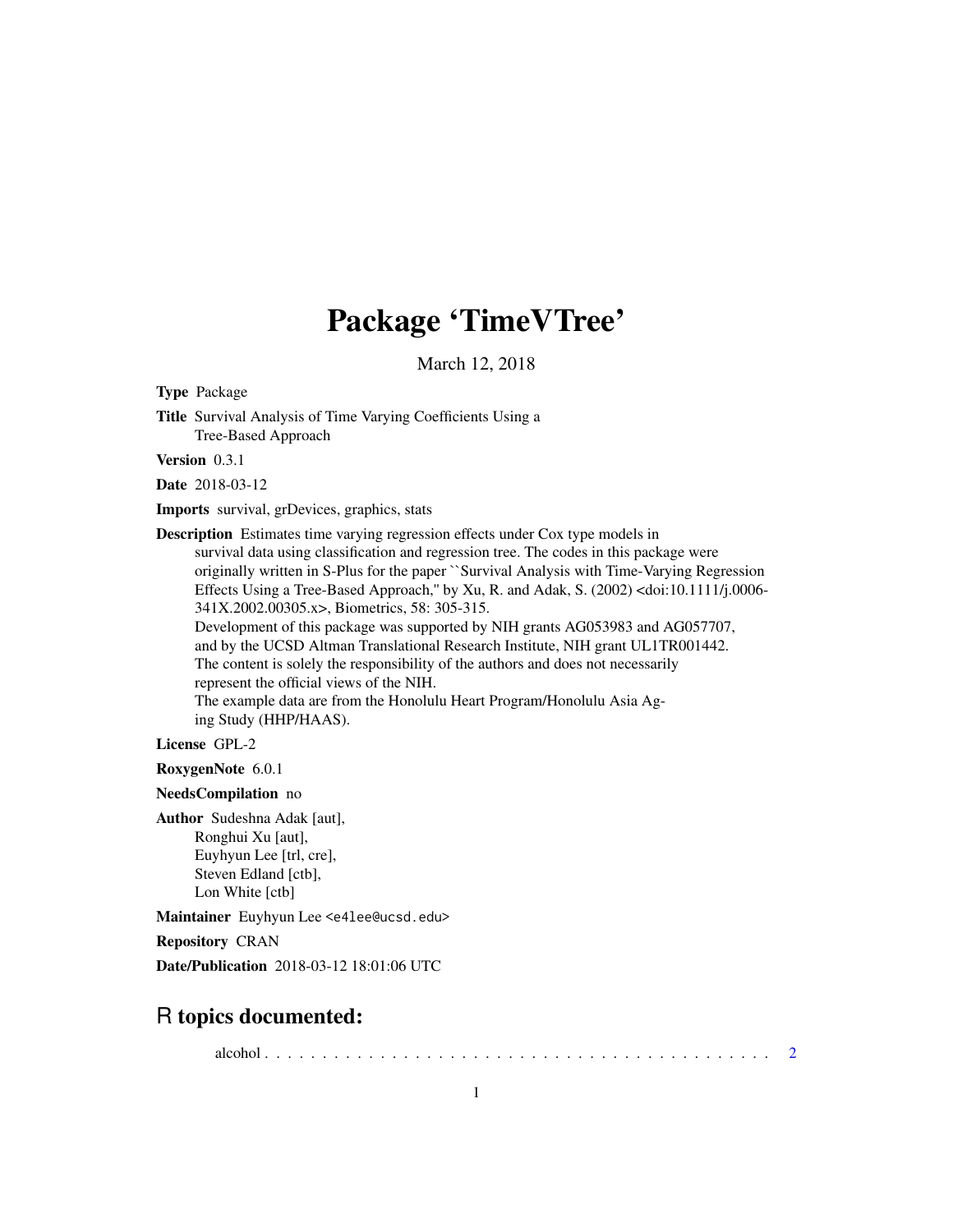# Package 'TimeVTree'

March 12, 2018

**Type** Package

**Title** Survival Analysis of Time Varying Coefficients Using a Tree-Based Approach

**Version** 0.3.1

**Date** 2018-03-12

**Imports** survival, grDevices, graphics, stats

**Description** Estimates time varying regression effects under Cox type models in survival data using classification and regression tree. The codes in this package were originally written in S-Plus for the paper ``Survival Analysis with Time-Varying Regression Effects Using a Tree-Based Approach,'' by Xu, R. and Adak, S. (2002) <doi:10.1111/j.0006-341X.2002.00305.x>, Biometrics, 58: 305-315.
Development of this package was supported by NIH grants AG053983 and AG057707, and by the UCSD Altman Translational Research Institute, NIH grant UL1TR001442.
The content is solely the responsibility of the authors and does not necessarily represent the official views of the NIH.
The example data are from the Honolulu Heart Program/Honolulu Asia Aging Study (HHP/HAAS).

**License** GPL-2

**RoxygenNote** 6.0.1

**NeedsCompilation** no

**Author** Sudeshna Adak [aut],
Ronghui Xu [aut],
Euyhyun Lee [trl, cre],
Steven Edland [ctb],
Lon White [ctb]

**Maintainer** Euyhyun Lee <e4lee@ucsd.edu>

**Repository** CRAN

**Date/Publication** 2018-03-12 18:01:06 UTC

## R topics documented:

alcohol . . . . . . . . . . . . . . . . . . . . . . . . . . . . . . . . . . . . . . . . . . . 2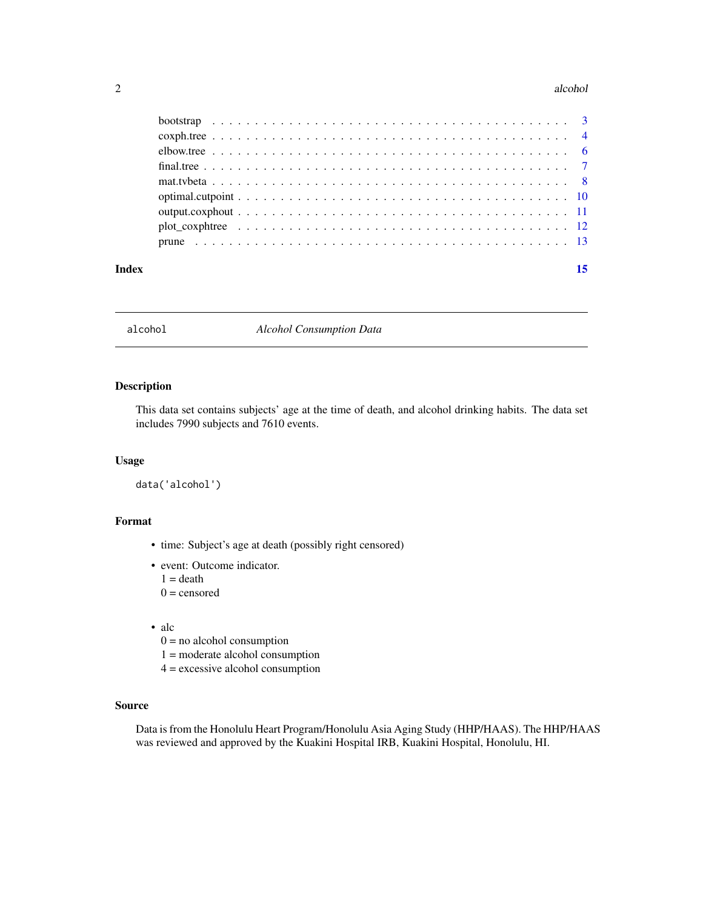| | |
|---|---|
| bootstrap | 3 |
| coxph.tree | 4 |
| elbow.tree | 6 |
| final.tree | 7 |
| mat.tvbeta | 8 |
| optimal.cutpoint | 10 |
| output.coxphout | 11 |
| plot_coxphtree | 12 |
| prune | 13 |

**Index** **15**

---

## alcohol — *Alcohol Consumption Data*

### Description

This data set contains subjects' age at the time of death, and alcohol drinking habits. The data set includes 7990 subjects and 7610 events.

### Usage

```
data('alcohol')
```

### Format

- time: Subject's age at death (possibly right censored)
- event: Outcome indicator.
  1 = death
  0 = censored
- alc
  0 = no alcohol consumption
  1 = moderate alcohol consumption
  4 = excessive alcohol consumption

### Source

Data is from the Honolulu Heart Program/Honolulu Asia Aging Study (HHP/HAAS). The HHP/HAAS was reviewed and approved by the Kuakini Hospital IRB, Kuakini Hospital, Honolulu, HI.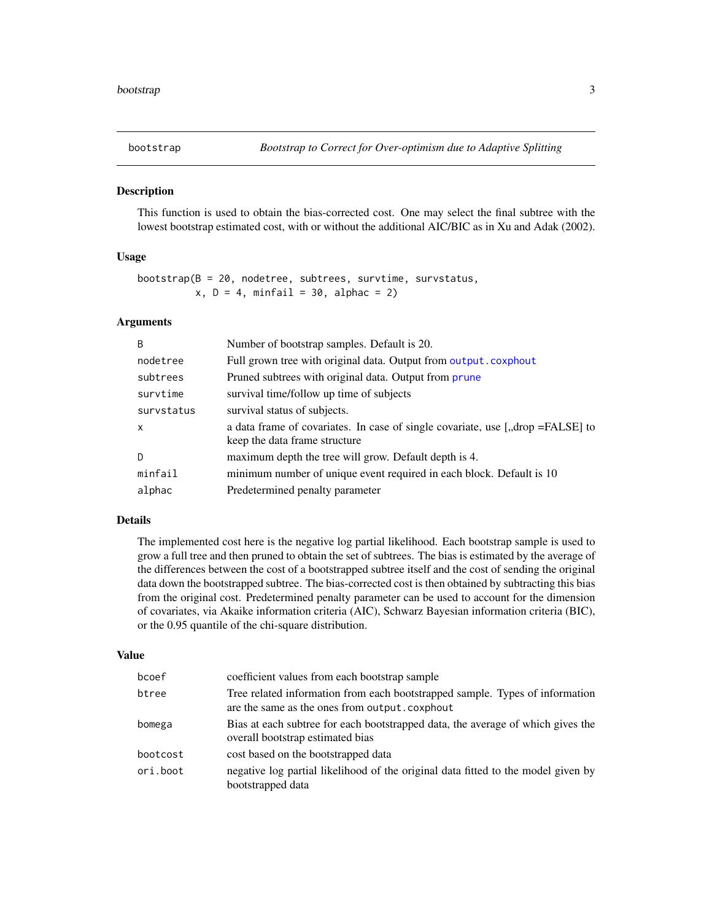## bootstrap — *Bootstrap to Correct for Over-optimism due to Adaptive Splitting*

### Description

This function is used to obtain the bias-corrected cost. One may select the final subtree with the lowest bootstrap estimated cost, with or without the additional AIC/BIC as in Xu and Adak (2002).

### Usage

```
bootstrap(B = 20, nodetree, subtrees, survtime, survstatus,
          x, D = 4, minfail = 30, alphac = 2)
```

### Arguments

| | |
|---|---|
| `B` | Number of bootstrap samples. Default is 20. |
| `nodetree` | Full grown tree with original data. Output from `output.coxphout` |
| `subtrees` | Pruned subtrees with original data. Output from `prune` |
| `survtime` | survival time/follow up time of subjects |
| `survstatus` | survival status of subjects. |
| `x` | a data frame of covariates. In case of single covariate, use [,,drop =FALSE] to keep the data frame structure |
| `D` | maximum depth the tree will grow. Default depth is 4. |
| `minfail` | minimum number of unique event required in each block. Default is 10 |
| `alphac` | Predetermined penalty parameter |

### Details

The implemented cost here is the negative log partial likelihood. Each bootstrap sample is used to grow a full tree and then pruned to obtain the set of subtrees. The bias is estimated by the average of the differences between the cost of a bootstrapped subtree itself and the cost of sending the original data down the bootstrapped subtree. The bias-corrected cost is then obtained by subtracting this bias from the original cost. Predetermined penalty parameter can be used to account for the dimension of covariates, via Akaike information criteria (AIC), Schwarz Bayesian information criteria (BIC), or the 0.95 quantile of the chi-square distribution.

### Value

| | |
|---|---|
| `bcoef` | coefficient values from each bootstrap sample |
| `btree` | Tree related information from each bootstrapped sample. Types of information are the same as the ones from `output.coxphout` |
| `bomega` | Bias at each subtree for each bootstrapped data, the average of which gives the overall bootstrap estimated bias |
| `bootcost` | cost based on the bootstrapped data |
| `ori.boot` | negative log partial likelihood of the original data fitted to the model given by bootstrapped data |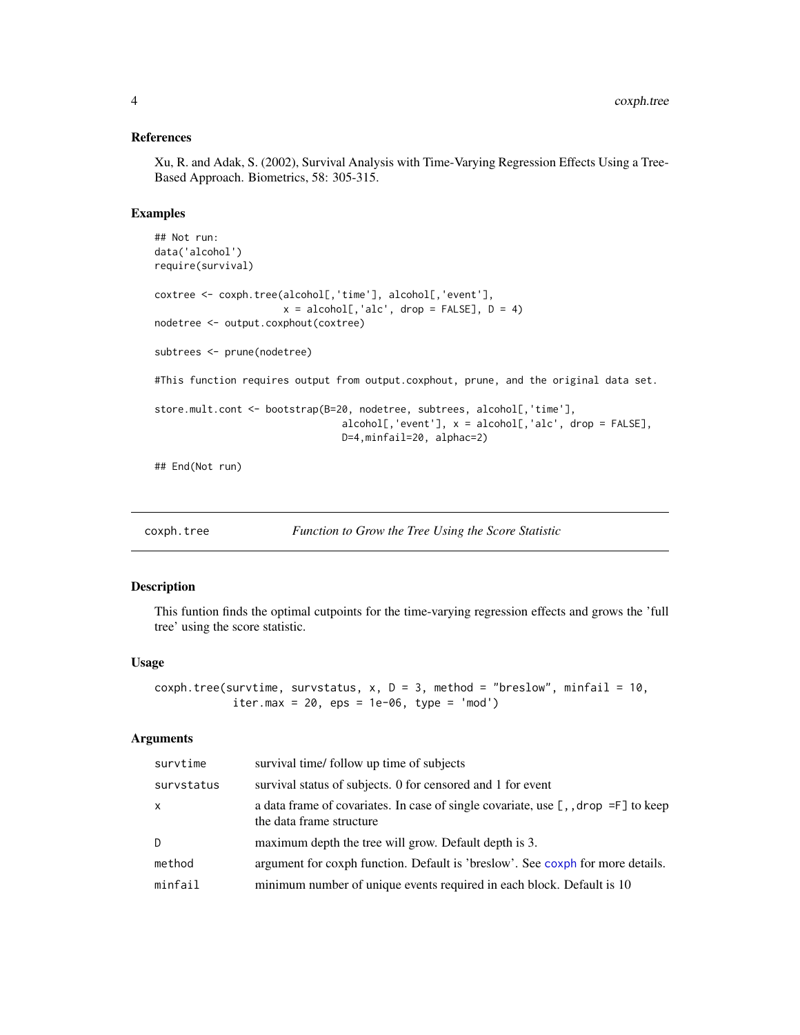### References

Xu, R. and Adak, S. (2002), Survival Analysis with Time-Varying Regression Effects Using a Tree-Based Approach. Biometrics, 58: 305-315.

### Examples

```
## Not run:
data('alcohol')
require(survival)

coxtree <- coxph.tree(alcohol[,'time'], alcohol[,'event'],
                    x = alcohol[,'alc', drop = FALSE], D = 4)
nodetree <- output.coxphout(coxtree)

subtrees <- prune(nodetree)

#This function requires output from output.coxphout, prune, and the original data set.

store.mult.cont <- bootstrap(B=20, nodetree, subtrees, alcohol[,'time'],
                              alcohol[,'event'], x = alcohol[,'alc', drop = FALSE],
                              D=4,minfail=20, alphac=2)

## End(Not run)
```

---

## coxph.tree — *Function to Grow the Tree Using the Score Statistic*

### Description

This funtion finds the optimal cutpoints for the time-varying regression effects and grows the 'full tree' using the score statistic.

### Usage

```
coxph.tree(survtime, survstatus, x, D = 3, method = "breslow", minfail = 10,
           iter.max = 20, eps = 1e-06, type = 'mod')
```

### Arguments

| | |
|---|---|
| survtime | survival time/ follow up time of subjects |
| survstatus | survival status of subjects. 0 for censored and 1 for event |
| x | a data frame of covariates. In case of single covariate, use [,,drop =F] to keep the data frame structure |
| D | maximum depth the tree will grow. Default depth is 3. |
| method | argument for coxph function. Default is 'breslow'. See coxph for more details. |
| minfail | minimum number of unique events required in each block. Default is 10 |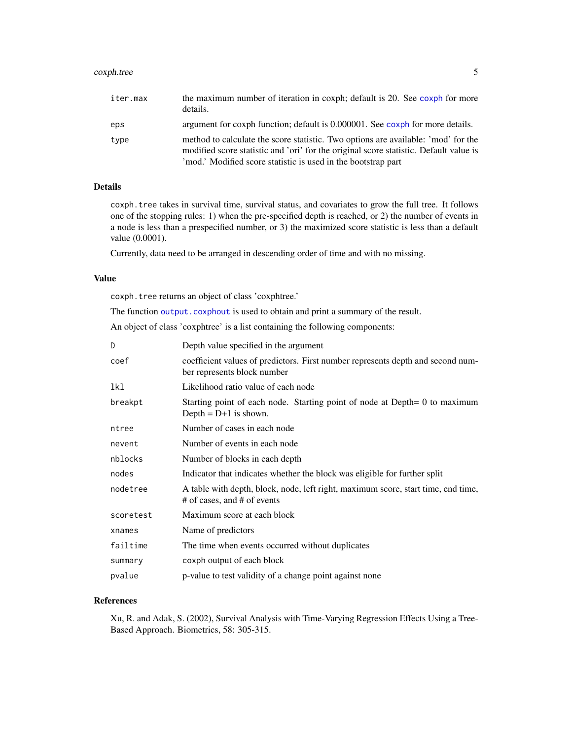| | |
|---|---|
| `iter.max` | the maximum number of iteration in coxph; default is 20. See `coxph` for more details. |
| `eps` | argument for coxph function; default is 0.000001. See `coxph` for more details. |
| `type` | method to calculate the score statistic. Two options are available: 'mod' for the modified score statistic and 'ori' for the original score statistic. Default value is 'mod.' Modified score statistic is used in the bootstrap part |

## Details

`coxph.tree` takes in survival time, survival status, and covariates to grow the full tree. It follows one of the stopping rules: 1) when the pre-specified depth is reached, or 2) the number of events in a node is less than a prespecified number, or 3) the maximized score statistic is less than a default value (0.0001).

Currently, data need to be arranged in descending order of time and with no missing.

## Value

`coxph.tree` returns an object of class 'coxphtree.'

The function `output.coxphout` is used to obtain and print a summary of the result.

An object of class 'coxphtree' is a list containing the following components:

| | |
|---|---|
| `D` | Depth value specified in the argument |
| `coef` | coefficient values of predictors. First number represents depth and second number represents block number |
| `lkl` | Likelihood ratio value of each node |
| `breakpt` | Starting point of each node. Starting point of node at Depth= 0 to maximum Depth = D+1 is shown. |
| `ntree` | Number of cases in each node |
| `nevent` | Number of events in each node |
| `nblocks` | Number of blocks in each depth |
| `nodes` | Indicator that indicates whether the block was eligible for further split |
| `nodetree` | A table with depth, block, node, left right, maximum score, start time, end time, # of cases, and # of events |
| `scoretest` | Maximum score at each block |
| `xnames` | Name of predictors |
| `failtime` | The time when events occurred without duplicates |
| `summary` | `coxph` output of each block |
| `pvalue` | p-value to test validity of a change point against none |

## References

Xu, R. and Adak, S. (2002), Survival Analysis with Time-Varying Regression Effects Using a Tree-Based Approach. Biometrics, 58: 305-315.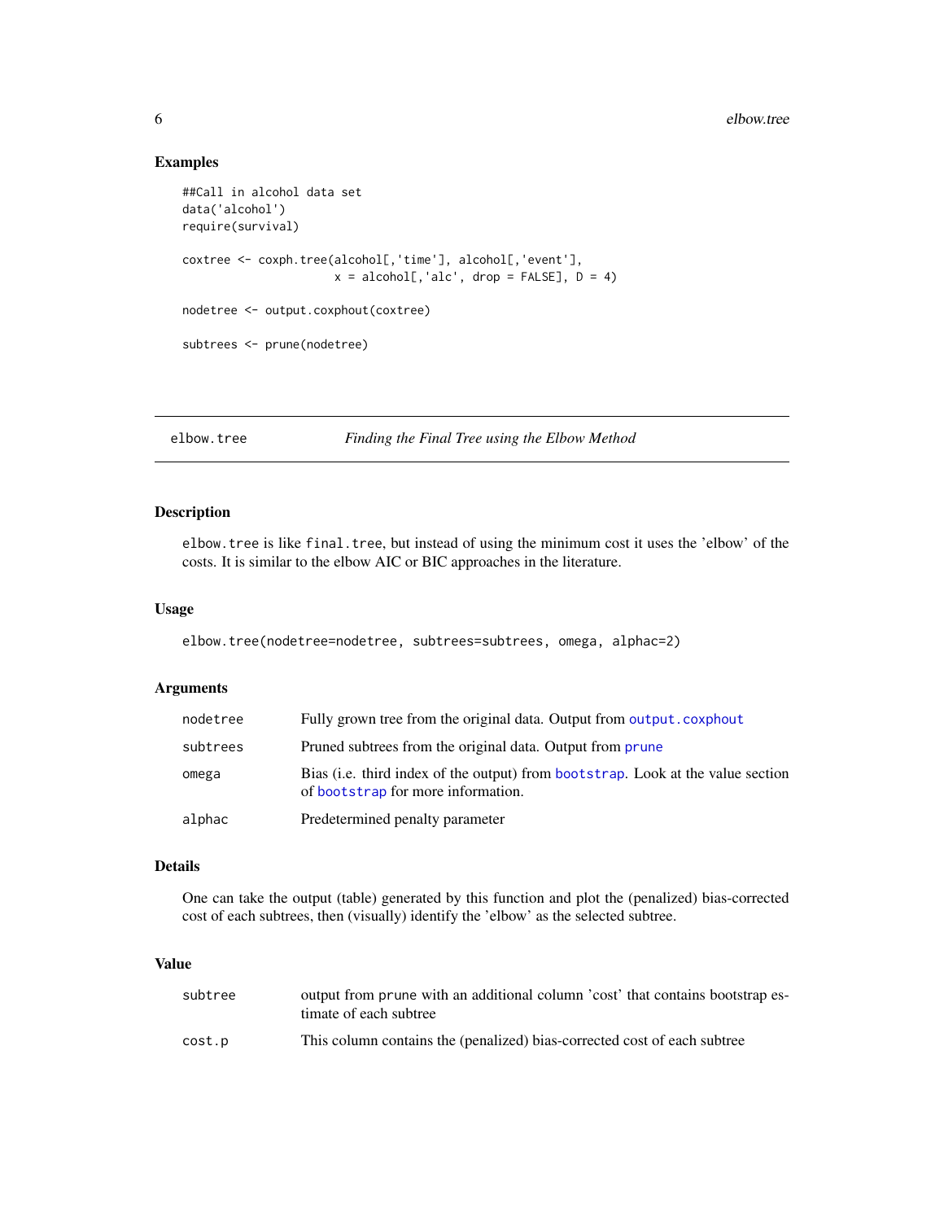## Examples

```
##Call in alcohol data set
data('alcohol')
require(survival)

coxtree <- coxph.tree(alcohol[,'time'], alcohol[,'event'],
                      x = alcohol[,'alc', drop = FALSE], D = 4)

nodetree <- output.coxphout(coxtree)

subtrees <- prune(nodetree)
```

---

# elow.tree — *Finding the Final Tree using the Elbow Method*

## Description

`elbow.tree` is like `final.tree`, but instead of using the minimum cost it uses the 'elbow' of the costs. It is similar to the elbow AIC or BIC approaches in the literature.

## Usage

```
elbow.tree(nodetree=nodetree, subtrees=subtrees, omega, alphac=2)
```

## Arguments

| | |
|---|---|
| `nodetree` | Fully grown tree from the original data. Output from `output.coxphout` |
| `subtrees` | Pruned subtrees from the original data. Output from `prune` |
| `omega` | Bias (i.e. third index of the output) from `bootstrap`. Look at the value section of `bootstrap` for more information. |
| `alphac` | Predetermined penalty parameter |

## Details

One can take the output (table) generated by this function and plot the (penalized) bias-corrected cost of each subtrees, then (visually) identify the 'elbow' as the selected subtree.

## Value

| | |
|---|---|
| `subtree` | output from `prune` with an additional column 'cost' that contains bootstrap estimate of each subtree |
| `cost.p` | This column contains the (penalized) bias-corrected cost of each subtree |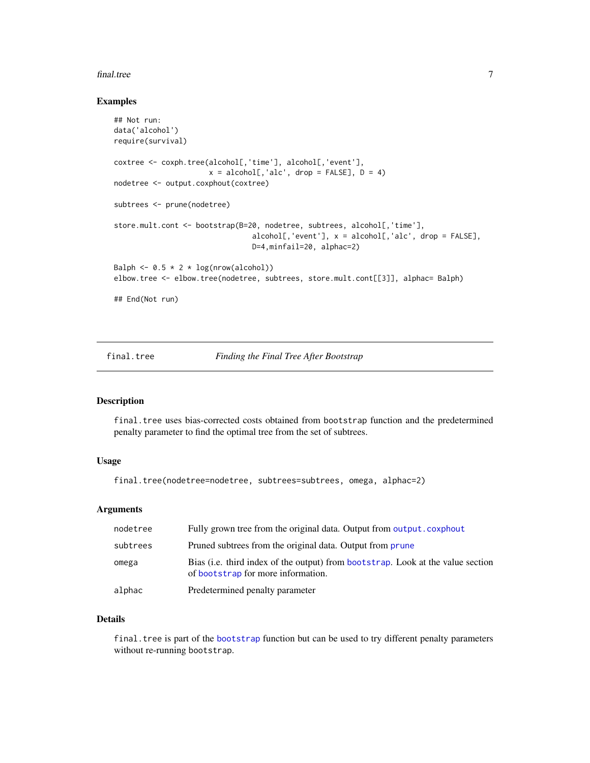### Examples

```
## Not run:
data('alcohol')
require(survival)

coxtree <- coxph.tree(alcohol[,'time'], alcohol[,'event'],
                      x = alcohol[,'alc', drop = FALSE], D = 4)
nodetree <- output.coxphout(coxtree)

subtrees <- prune(nodetree)

store.mult.cont <- bootstrap(B=20, nodetree, subtrees, alcohol[,'time'],
                             alcohol[,'event'], x = alcohol[,'alc', drop = FALSE],
                             D=4,minfail=20, alphac=2)

Balph <- 0.5 * 2 * log(nrow(alcohol))
elbow.tree <- elbow.tree(nodetree, subtrees, store.mult.cont[[3]], alphac= Balph)

## End(Not run)
```

---

`final.tree` *Finding the Final Tree After Bootstrap*

---

### Description

`final.tree` uses bias-corrected costs obtained from `bootstrap` function and the predetermined penalty parameter to find the optimal tree from the set of subtrees.

### Usage

```
final.tree(nodetree=nodetree, subtrees=subtrees, omega, alphac=2)
```

### Arguments

| | |
|---|---|
| `nodetree` | Fully grown tree from the original data. Output from `output.coxphout` |
| `subtrees` | Pruned subtrees from the original data. Output from `prune` |
| `omega` | Bias (i.e. third index of the output) from `bootstrap`. Look at the value section of `bootstrap` for more information. |
| `alphac` | Predetermined penalty parameter |

### Details

`final.tree` is part of the `bootstrap` function but can be used to try different penalty parameters without re-running `bootstrap`.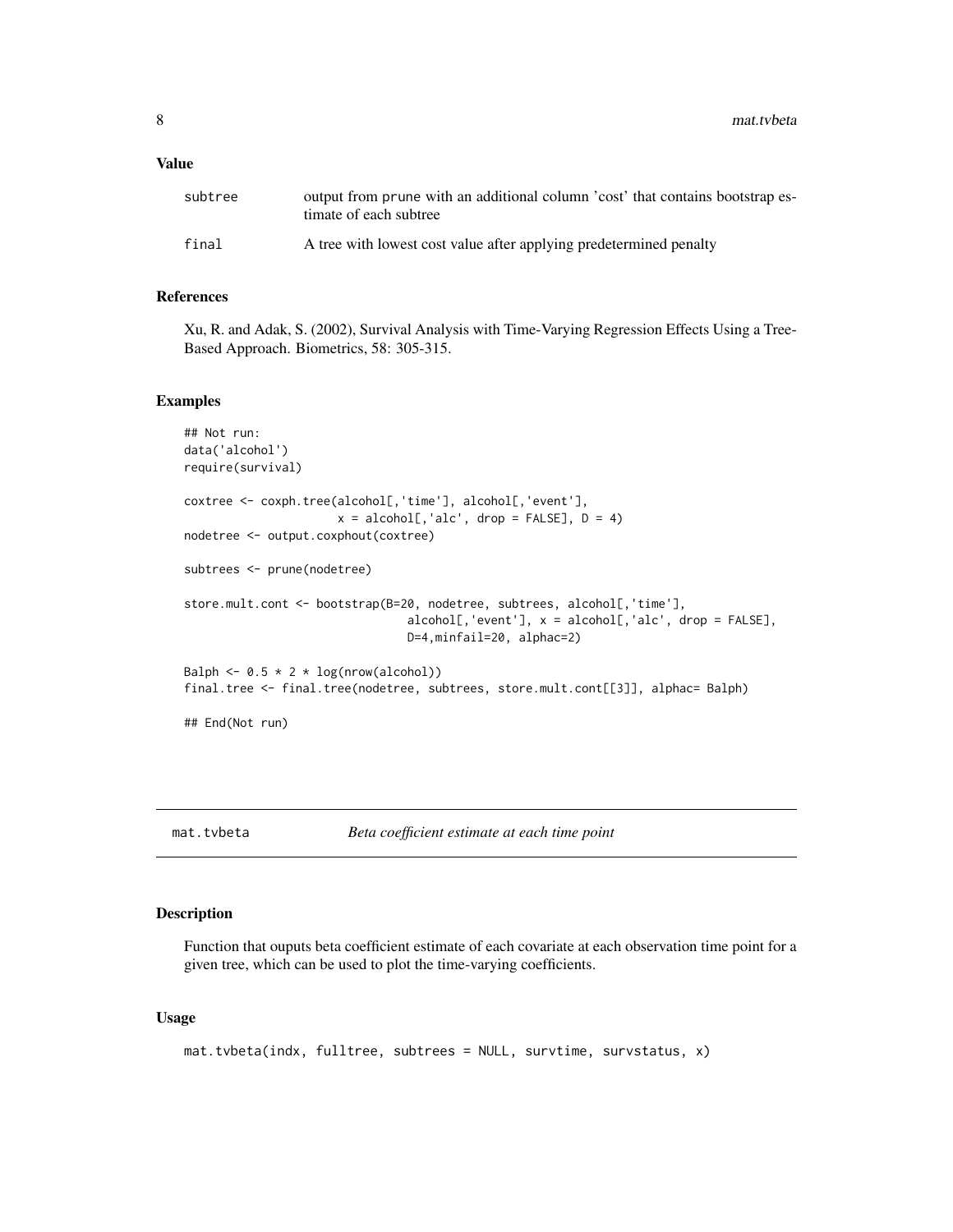### Value

| | |
|---|---|
| subtree | output from prune with an additional column 'cost' that contains bootstrap estimate of each subtree |
| final | A tree with lowest cost value after applying predetermined penalty |

### References

Xu, R. and Adak, S. (2002), Survival Analysis with Time-Varying Regression Effects Using a Tree-Based Approach. Biometrics, 58: 305-315.

### Examples

```
## Not run:
data('alcohol')
require(survival)

coxtree <- coxph.tree(alcohol[,'time'], alcohol[,'event'],
                    x = alcohol[,'alc', drop = FALSE], D = 4)
nodetree <- output.coxphout(coxtree)

subtrees <- prune(nodetree)

store.mult.cont <- bootstrap(B=20, nodetree, subtrees, alcohol[,'time'],
                             alcohol[,'event'], x = alcohol[,'alc', drop = FALSE],
                             D=4,minfail=20, alphac=2)

Balph <- 0.5 * 2 * log(nrow(alcohol))
final.tree <- final.tree(nodetree, subtrees, store.mult.cont[[3]], alphac= Balph)

## End(Not run)
```

## mat.tvbeta — *Beta coefficient estimate at each time point*

### Description

Function that ouputs beta coefficient estimate of each covariate at each observation time point for a given tree, which can be used to plot the time-varying coefficients.

### Usage

```
mat.tvbeta(indx, fulltree, subtrees = NULL, survtime, survstatus, x)
```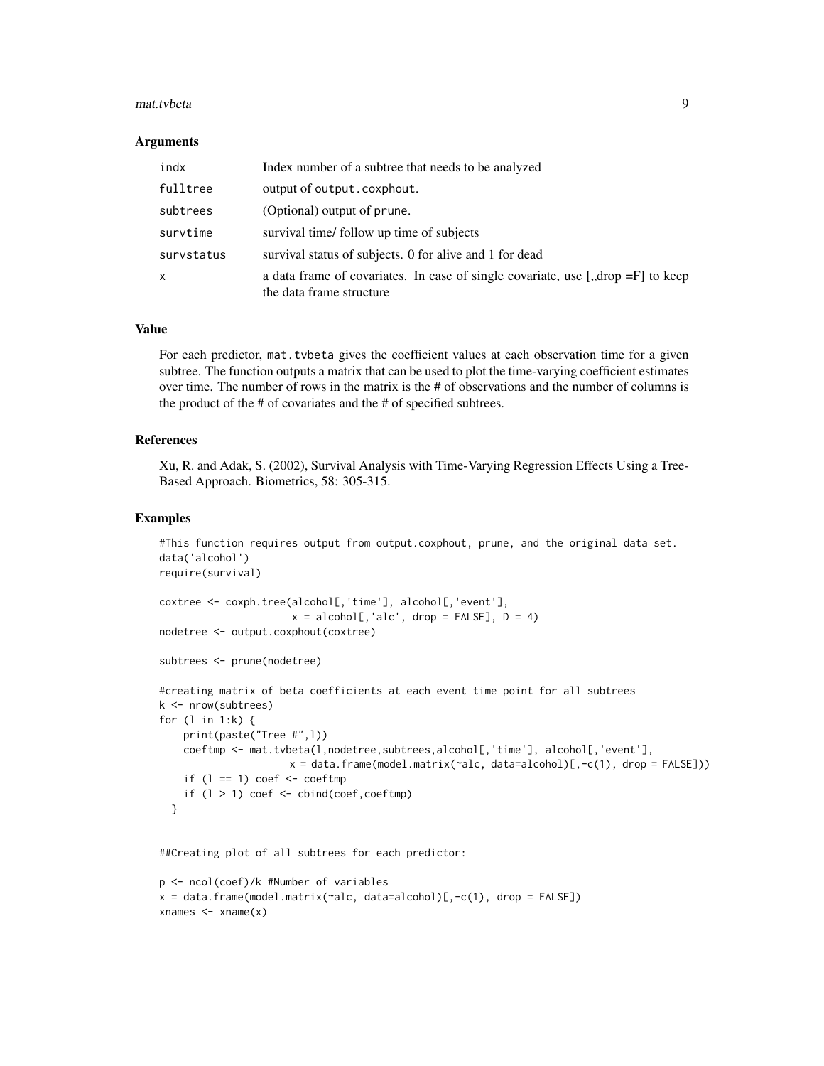### Arguments

| | |
|---|---|
| `indx` | Index number of a subtree that needs to be analyzed |
| `fulltree` | output of `output.coxphout`. |
| `subtrees` | (Optional) output of `prune`. |
| `survtime` | survival time/ follow up time of subjects |
| `survstatus` | survival status of subjects. 0 for alive and 1 for dead |
| `x` | a data frame of covariates. In case of single covariate, use [,,drop =F] to keep the data frame structure |

### Value

For each predictor, `mat.tvbeta` gives the coefficient values at each observation time for a given subtree. The function outputs a matrix that can be used to plot the time-varying coefficient estimates over time. The number of rows in the matrix is the # of observations and the number of columns is the product of the # of covariates and the # of specified subtrees.

### References

Xu, R. and Adak, S. (2002), Survival Analysis with Time-Varying Regression Effects Using a Tree-Based Approach. Biometrics, 58: 305-315.

### Examples

```
#This function requires output from output.coxphout, prune, and the original data set.
data('alcohol')
require(survival)

coxtree <- coxph.tree(alcohol[,'time'], alcohol[,'event'],
                     x = alcohol[,'alc', drop = FALSE], D = 4)
nodetree <- output.coxphout(coxtree)

subtrees <- prune(nodetree)

#creating matrix of beta coefficients at each event time point for all subtrees
k <- nrow(subtrees)
for (l in 1:k) {
    print(paste("Tree #",l))
    coeftmp <- mat.tvbeta(l,nodetree,subtrees,alcohol[,'time'], alcohol[,'event'],
                    x = data.frame(model.matrix(~alc, data=alcohol)[,-c(1), drop = FALSE]))
    if (l == 1) coef <- coeftmp
    if (l > 1) coef <- cbind(coef,coeftmp)
  }


##Creating plot of all subtrees for each predictor:

p <- ncol(coef)/k #Number of variables
x = data.frame(model.matrix(~alc, data=alcohol)[,-c(1), drop = FALSE])
xnames <- xname(x)
```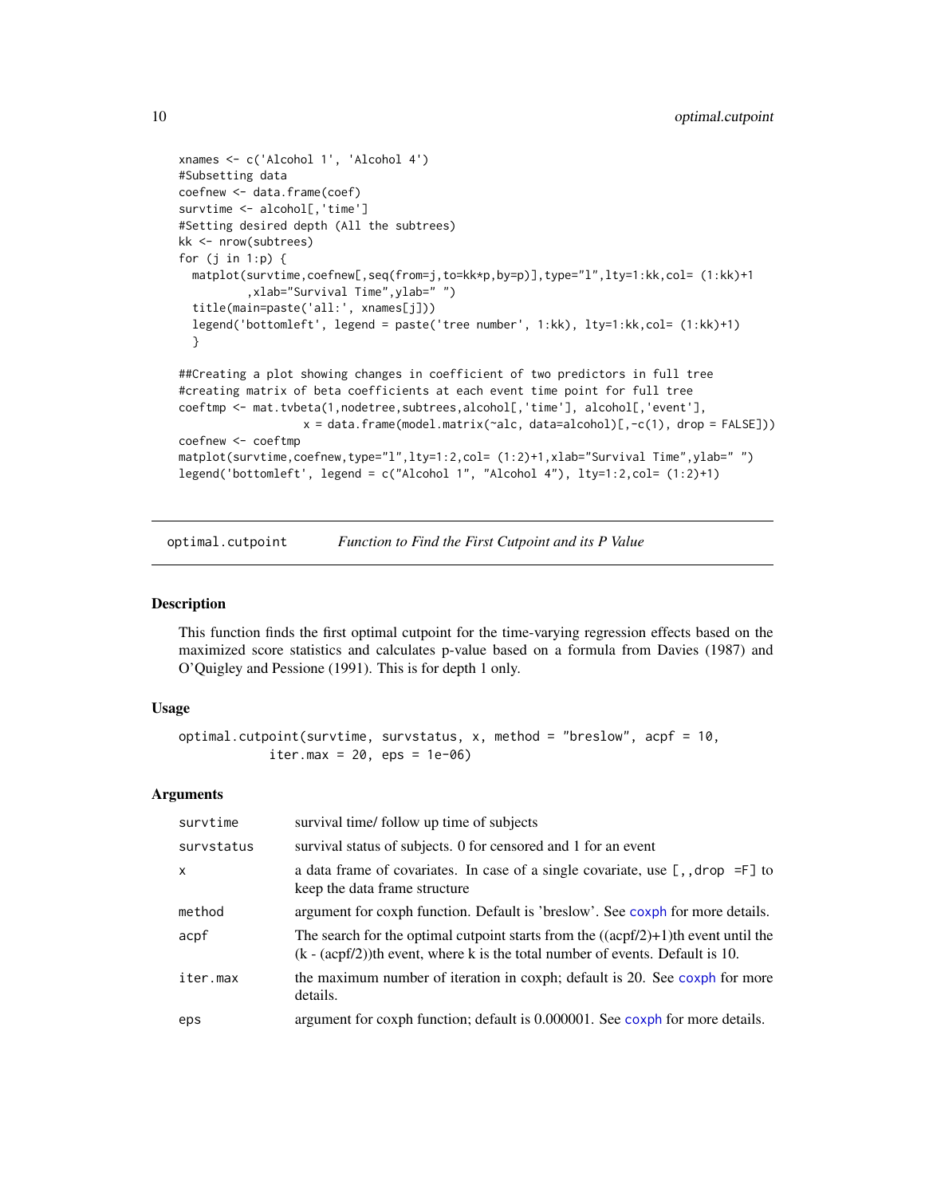```
xnames <- c('Alcohol 1', 'Alcohol 4')
#Subsetting data
coefnew <- data.frame(coef)
survtime <- alcohol[,'time']
#Setting desired depth (All the subtrees)
kk <- nrow(subtrees)
for (j in 1:p) {
  matplot(survtime,coefnew[,seq(from=j,to=kk*p,by=p)],type="l",lty=1:kk,col= (1:kk)+1
          ,xlab="Survival Time",ylab=" ")
  title(main=paste('all:', xnames[j]))
  legend('bottomleft', legend = paste('tree number', 1:kk), lty=1:kk,col= (1:kk)+1)
  }

##Creating a plot showing changes in coefficient of two predictors in full tree
#creating matrix of beta coefficients at each event time point for full tree
coeftmp <- mat.tvbeta(1,nodetree,subtrees,alcohol[,'time'], alcohol[,'event'],
                 x = data.frame(model.matrix(~alc, data=alcohol)[,-c(1), drop = FALSE]))
coefnew <- coeftmp
matplot(survtime,coefnew,type="l",lty=1:2,col= (1:2)+1,xlab="Survival Time",ylab=" ")
legend('bottomleft', legend = c("Alcohol 1", "Alcohol 4"), lty=1:2,col= (1:2)+1)
```

---

## optimal.cutpoint — *Function to Find the First Cutpoint and its P Value*

### Description

This function finds the first optimal cutpoint for the time-varying regression effects based on the maximized score statistics and calculates p-value based on a formula from Davies (1987) and O'Quigley and Pessione (1991). This is for depth 1 only.

### Usage

```
optimal.cutpoint(survtime, survstatus, x, method = "breslow", acpf = 10,
            iter.max = 20, eps = 1e-06)
```

### Arguments

| | |
|---|---|
| `survtime` | survival time/ follow up time of subjects |
| `survstatus` | survival status of subjects. 0 for censored and 1 for an event |
| `x` | a data frame of covariates. In case of a single covariate, use `[,,drop =F]` to keep the data frame structure |
| `method` | argument for coxph function. Default is 'breslow'. See `coxph` for more details. |
| `acpf` | The search for the optimal cutpoint starts from the ((acpf/2)+1)th event until the (k - (acpf/2))th event, where k is the total number of events. Default is 10. |
| `iter.max` | the maximum number of iteration in coxph; default is 20. See `coxph` for more details. |
| `eps` | argument for coxph function; default is 0.000001. See `coxph` for more details. |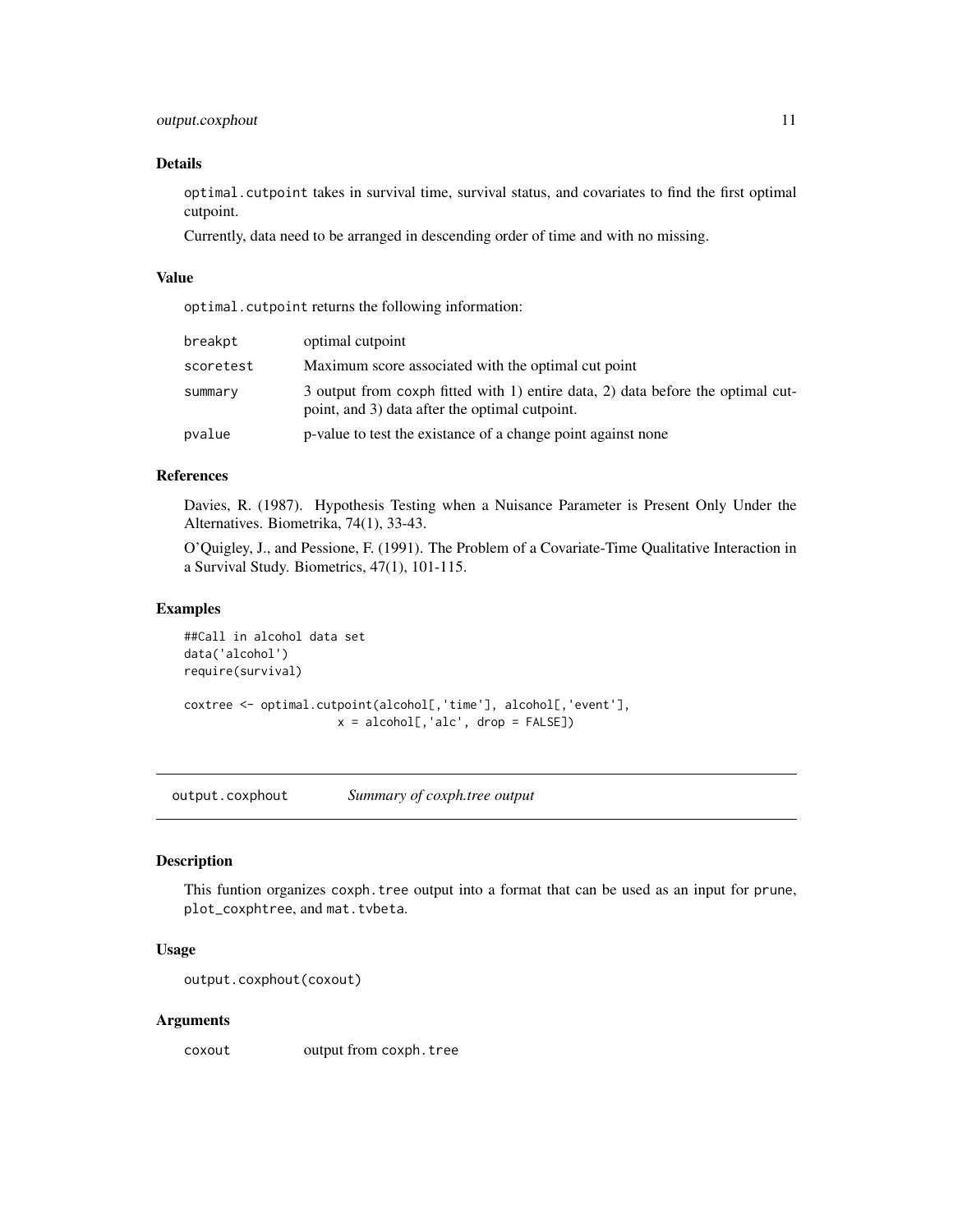### Details

`optimal.cutpoint` takes in survival time, survival status, and covariates to find the first optimal cutpoint.

Currently, data need to be arranged in descending order of time and with no missing.

### Value

`optimal.cutpoint` returns the following information:

| | |
|---|---|
| `breakpt` | optimal cutpoint |
| `scoretest` | Maximum score associated with the optimal cut point |
| `summary` | 3 output from coxph fitted with 1) entire data, 2) data before the optimal cutpoint, and 3) data after the optimal cutpoint. |
| `pvalue` | p-value to test the existance of a change point against none |

### References

Davies, R. (1987). Hypothesis Testing when a Nuisance Parameter is Present Only Under the Alternatives. Biometrika, 74(1), 33-43.

O'Quigley, J., and Pessione, F. (1991). The Problem of a Covariate-Time Qualitative Interaction in a Survival Study. Biometrics, 47(1), 101-115.

### Examples

```
##Call in alcohol data set
data('alcohol')
require(survival)

coxtree <- optimal.cutpoint(alcohol[,'time'], alcohol[,'event'],
                     x = alcohol[,'alc', drop = FALSE])
```

---

## `output.coxphout` *Summary of coxph.tree output*

### Description

This funtion organizes `coxph.tree` output into a format that can be used as an input for `prune`, `plot_coxphtree`, and `mat.tvbeta`.

### Usage

```
output.coxphout(coxout)
```

### Arguments

| | |
|---|---|
| `coxout` | output from `coxph.tree` |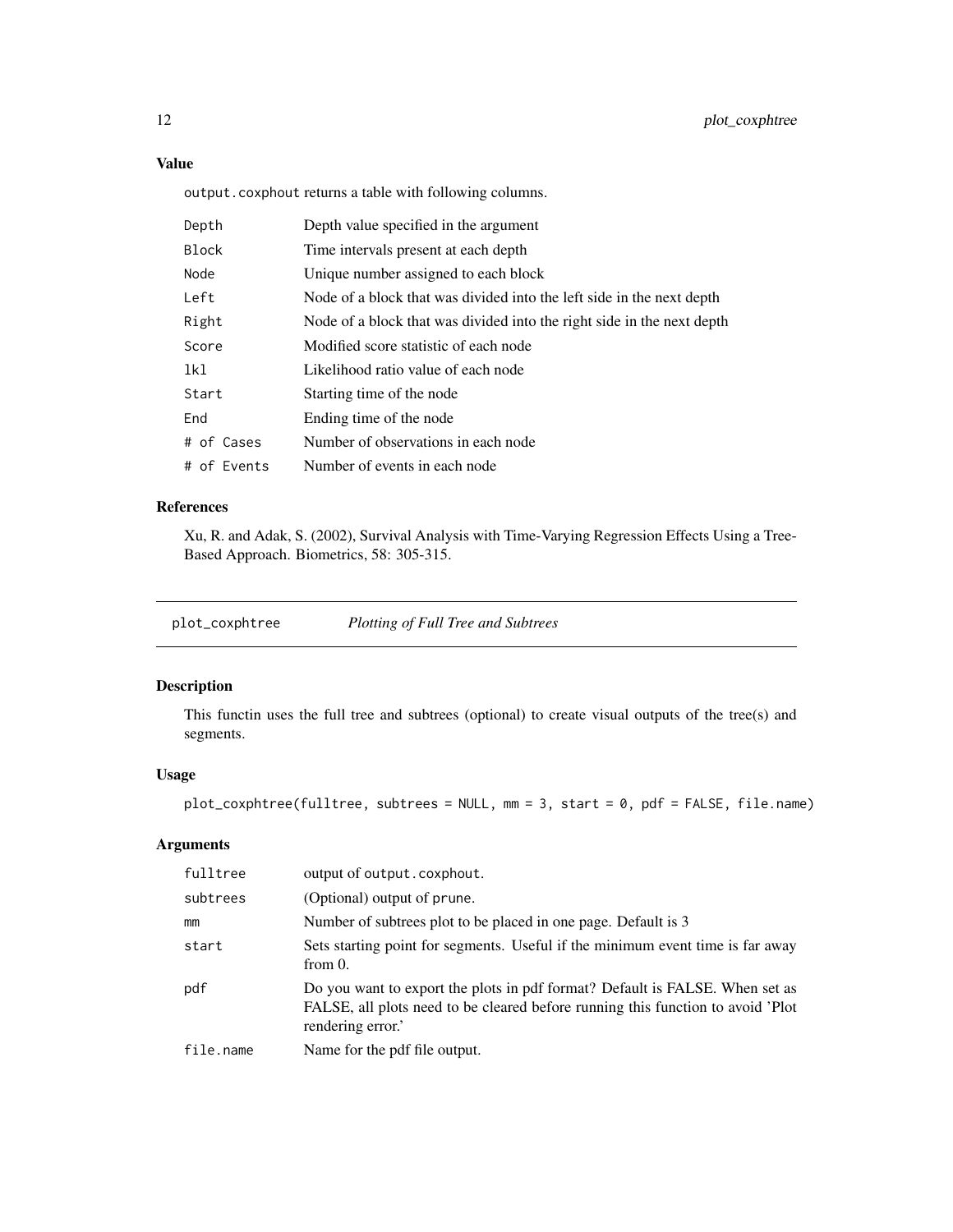### Value

`output.coxphout` returns a table with following columns.

| | |
|---|---|
| `Depth` | Depth value specified in the argument |
| `Block` | Time intervals present at each depth |
| `Node` | Unique number assigned to each block |
| `Left` | Node of a block that was divided into the left side in the next depth |
| `Right` | Node of a block that was divided into the right side in the next depth |
| `Score` | Modified score statistic of each node |
| `lkl` | Likelihood ratio value of each node |
| `Start` | Starting time of the node |
| `End` | Ending time of the node |
| `# of Cases` | Number of observations in each node |
| `# of Events` | Number of events in each node |

### References

Xu, R. and Adak, S. (2002), Survival Analysis with Time-Varying Regression Effects Using a Tree-Based Approach. Biometrics, 58: 305-315.

---

## `plot_coxphtree` *Plotting of Full Tree and Subtrees*

### Description

This functin uses the full tree and subtrees (optional) to create visual outputs of the tree(s) and segments.

### Usage

```
plot_coxphtree(fulltree, subtrees = NULL, mm = 3, start = 0, pdf = FALSE, file.name)
```

### Arguments

| | |
|---|---|
| `fulltree` | output of `output.coxphout`. |
| `subtrees` | (Optional) output of `prune`. |
| `mm` | Number of subtrees plot to be placed in one page. Default is 3 |
| `start` | Sets starting point for segments. Useful if the minimum event time is far away from 0. |
| `pdf` | Do you want to export the plots in pdf format? Default is FALSE. When set as FALSE, all plots need to be cleared before running this function to avoid 'Plot rendering error.' |
| `file.name` | Name for the pdf file output. |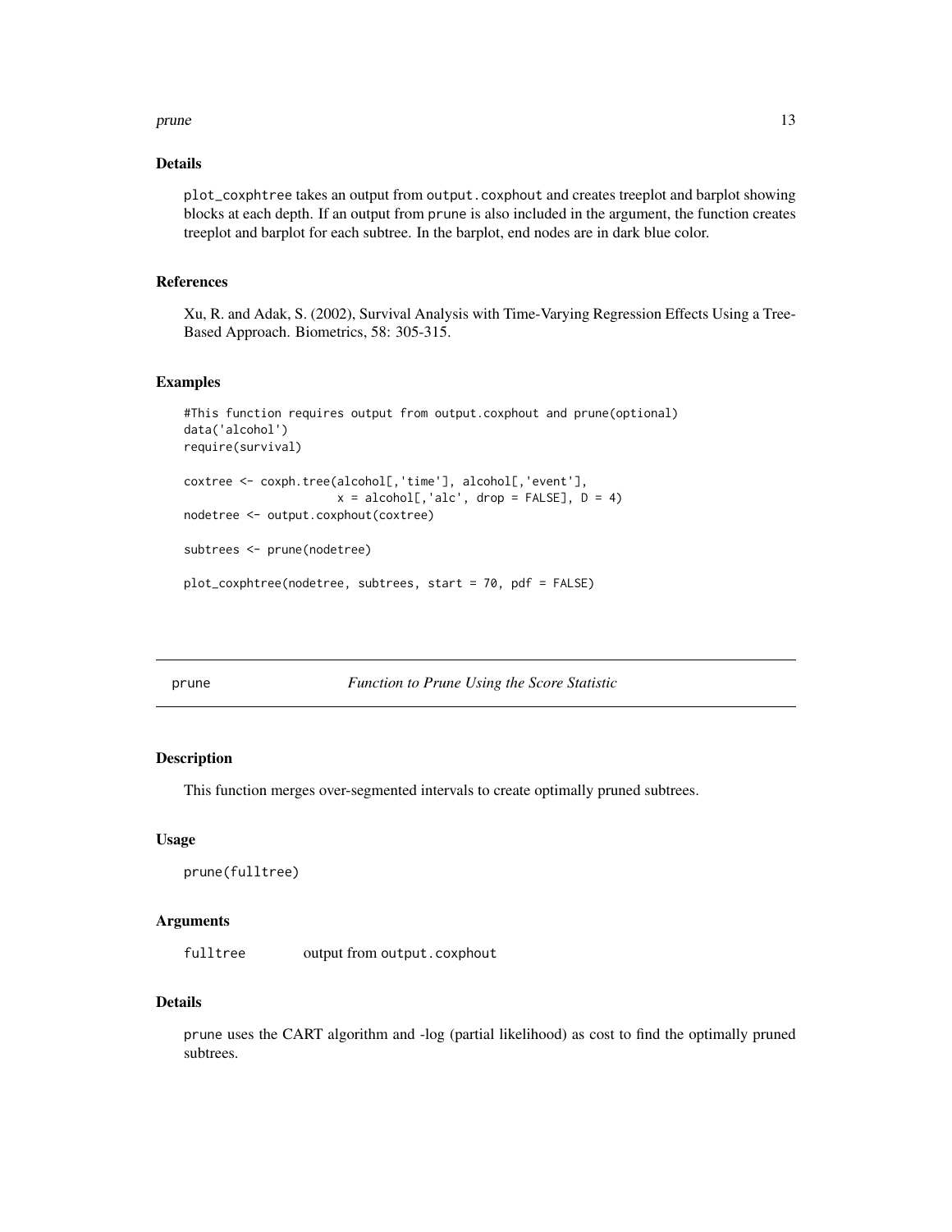## Details

plot_coxphtree takes an output from output.coxphout and creates treeplot and barplot showing blocks at each depth. If an output from prune is also included in the argument, the function creates treeplot and barplot for each subtree. In the barplot, end nodes are in dark blue color.

## References

Xu, R. and Adak, S. (2002), Survival Analysis with Time-Varying Regression Effects Using a Tree-Based Approach. Biometrics, 58: 305-315.

## Examples

```
#This function requires output from output.coxphout and prune(optional)
data('alcohol')
require(survival)

coxtree <- coxph.tree(alcohol[,'time'], alcohol[,'event'],
                      x = alcohol[,'alc', drop = FALSE], D = 4)
nodetree <- output.coxphout(coxtree)

subtrees <- prune(nodetree)

plot_coxphtree(nodetree, subtrees, start = 70, pdf = FALSE)
```

---

# prune — *Function to Prune Using the Score Statistic*

---

## Description

This function merges over-segmented intervals to create optimally pruned subtrees.

## Usage

```
prune(fulltree)
```

## Arguments

| | |
|---|---|
| fulltree | output from output.coxphout |

## Details

prune uses the CART algorithm and -log (partial likelihood) as cost to find the optimally pruned subtrees.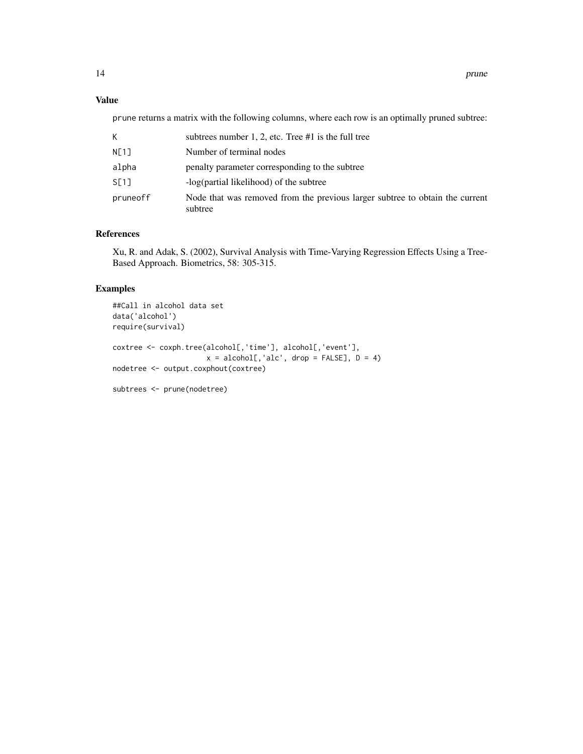## Value

prune returns a matrix with the following columns, where each row is an optimally pruned subtree:

| | |
|---|---|
| K | subtrees number 1, 2, etc. Tree #1 is the full tree |
| N[1] | Number of terminal nodes |
| alpha | penalty parameter corresponding to the subtree |
| S[1] | -log(partial likelihood) of the subtree |
| pruneoff | Node that was removed from the previous larger subtree to obtain the current subtree |

## References

Xu, R. and Adak, S. (2002), Survival Analysis with Time-Varying Regression Effects Using a Tree-Based Approach. Biometrics, 58: 305-315.

## Examples

```
##Call in alcohol data set
data('alcohol')
require(survival)

coxtree <- coxph.tree(alcohol[,'time'], alcohol[,'event'],
                      x = alcohol[,'alc', drop = FALSE], D = 4)
nodetree <- output.coxphout(coxtree)

subtrees <- prune(nodetree)
```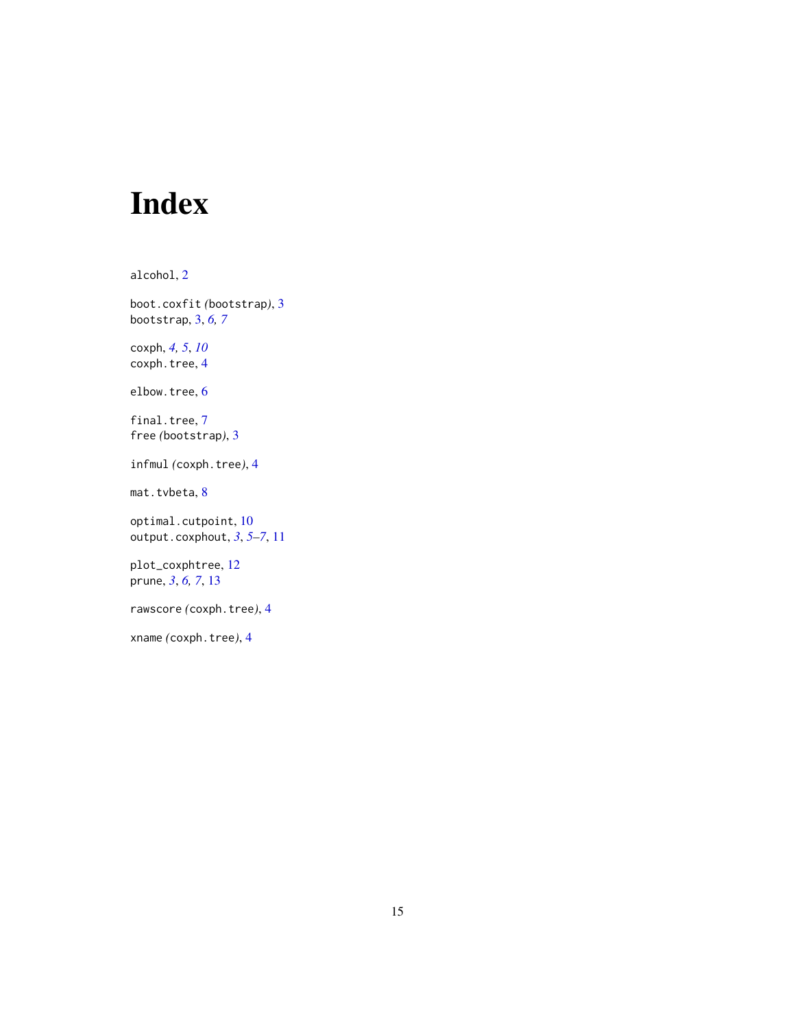# Index

alcohol, 2

boot.coxfit *(*bootstrap*)*, 3
bootstrap, 3, *6, 7*

coxph, *4, 5*, *10*
coxph.tree, 4

elbow.tree, 6

final.tree, 7
free *(*bootstrap*)*, 3

infmul *(*coxph.tree*)*, 4

mat.tvbeta, 8

optimal.cutpoint, 10
output.coxphout, *3*, *5–7*, 11

plot_coxphtree, 12
prune, *3*, *6, 7*, 13

rawscore *(*coxph.tree*)*, 4

xname *(*coxph.tree*)*, 4